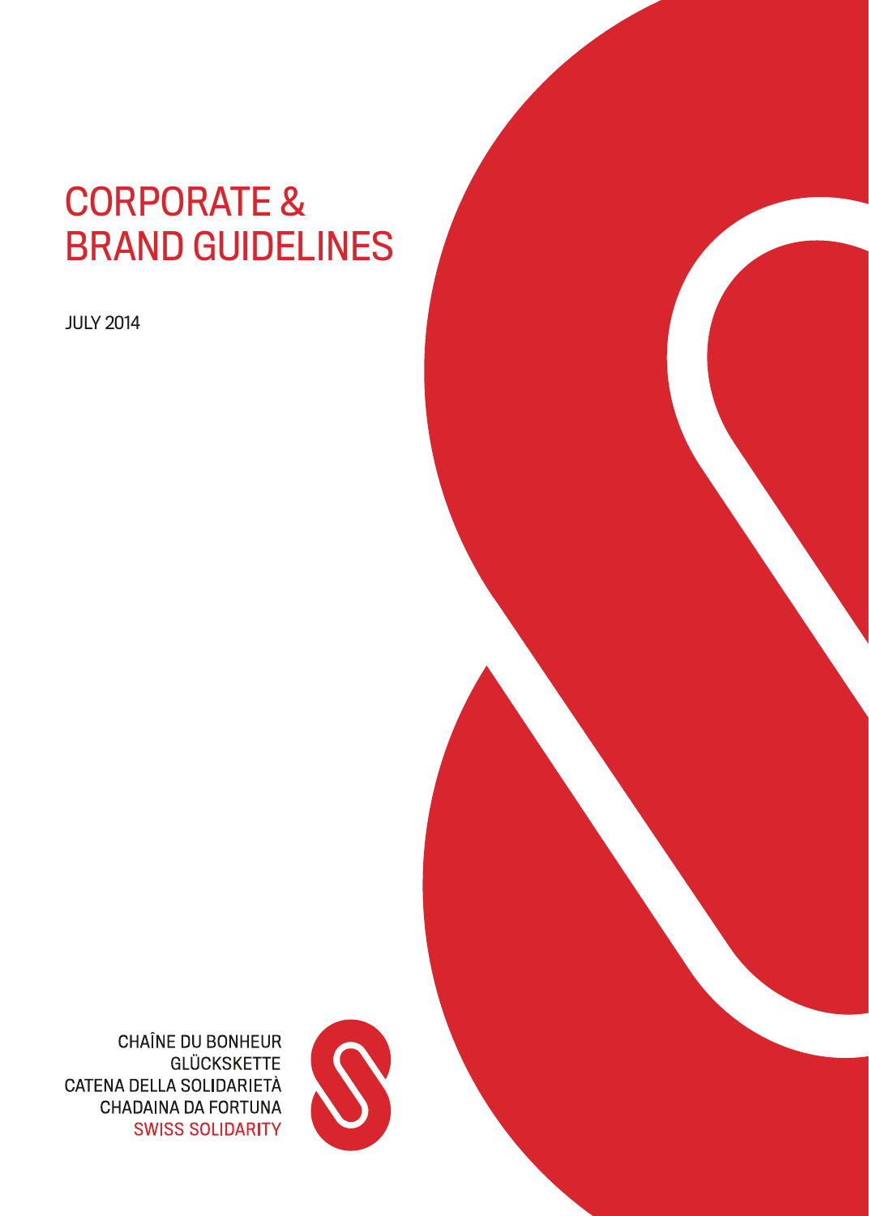# CORPORATE & BRAND GUIDELINES

JULY 2014

CHAÎNE DU BONHEUR
GLÜCKSKETTE
CATENA DELLA SOLIDARIETÀ
CHADAINA DA FORTUNA
SWISS SOLIDARITY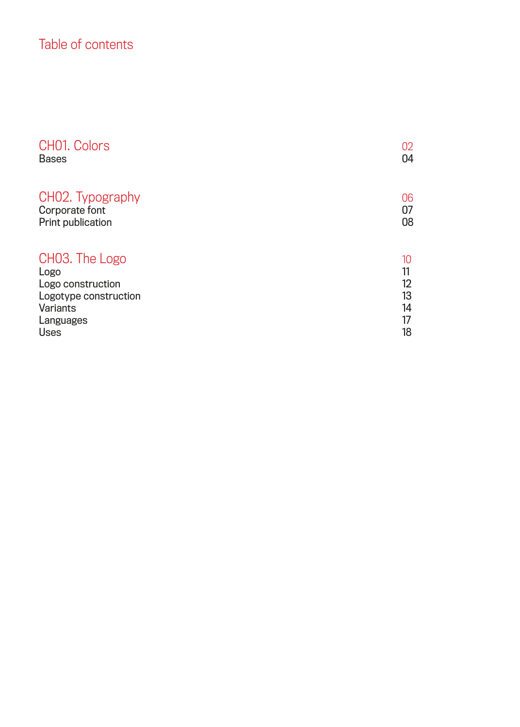# Table of contents

| | |
|---|---|
| **CH01. Colors** | **02** |
| Bases | 04 |
| **CH02. Typography** | **06** |
| Corporate font | 07 |
| Print publication | 08 |
| **CH03. The Logo** | **10** |
| Logo | 11 |
| Logo construction | 12 |
| Logotype construction | 13 |
| Variants | 14 |
| Languages | 17 |
| Uses | 18 |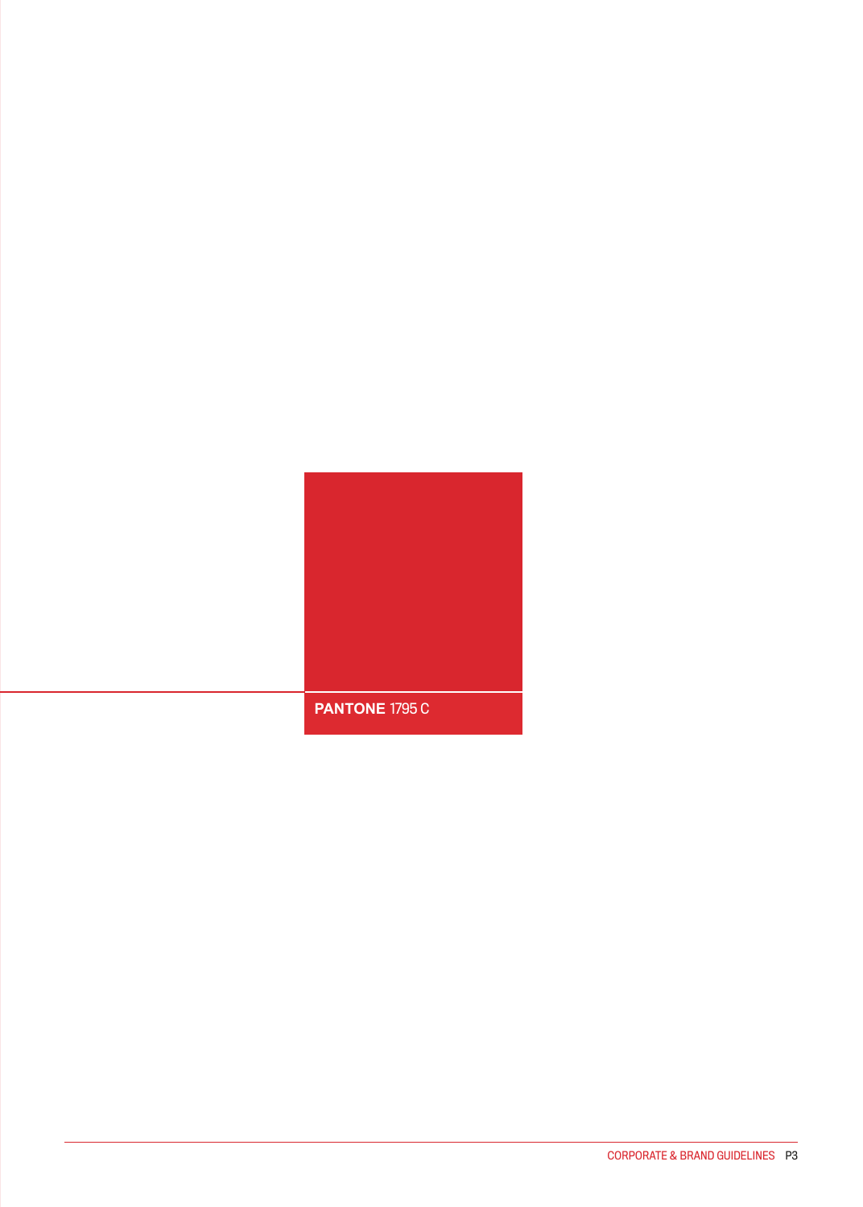**PANTONE** 1795 C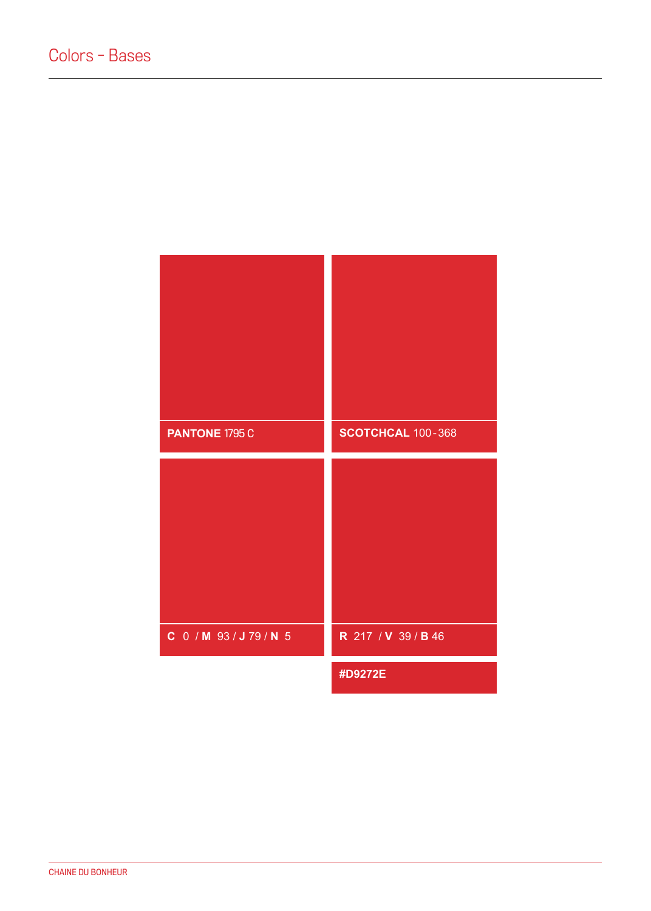# Colors - Bases

**PANTONE** 1795 C

**SCOTCHCAL** 100-368

**C** 0 / **M** 93 / **J** 79 / **N** 5

**R** 217 / **V** 39 / **B** 46

**#D9272E**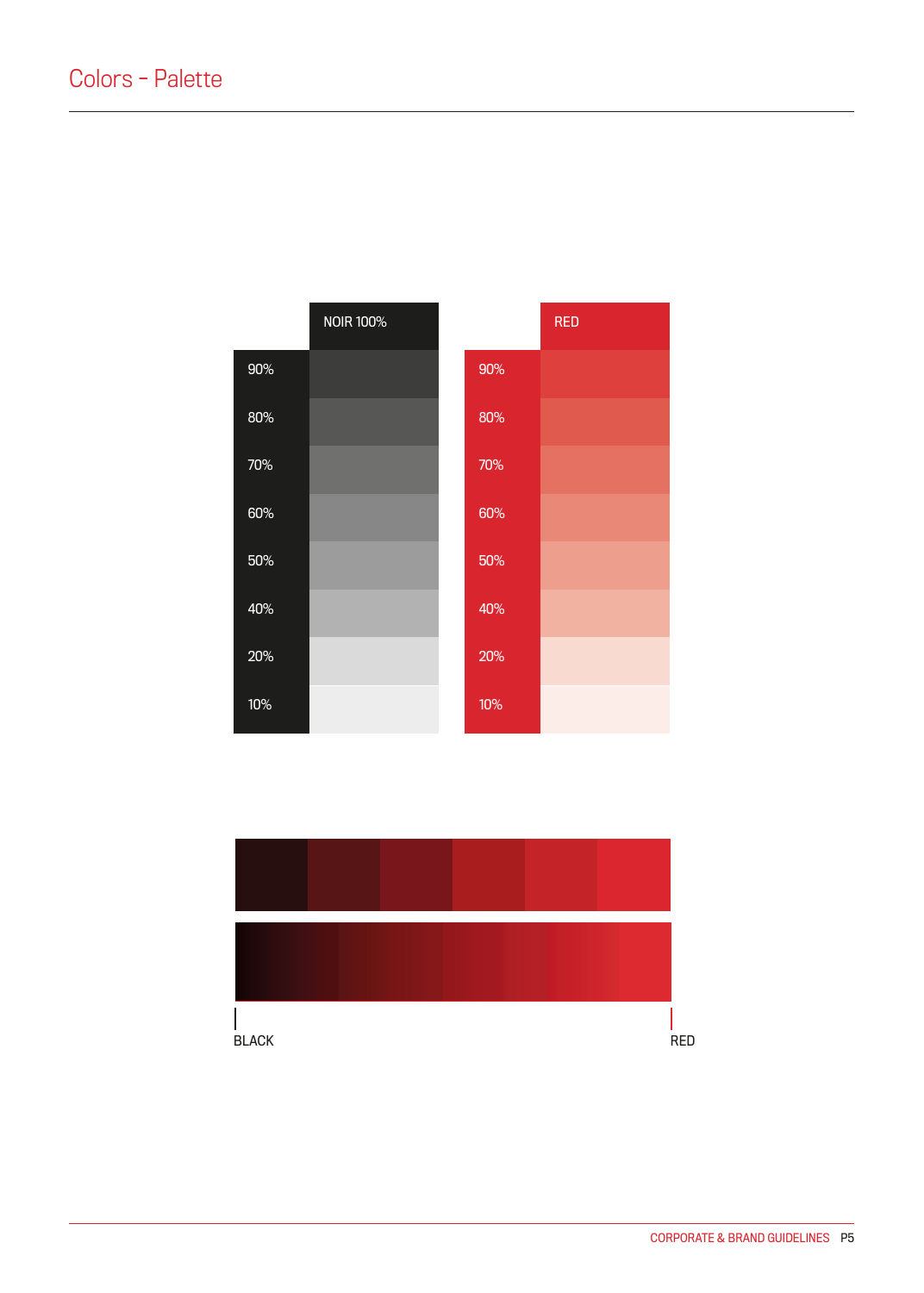# Colors - Palette

| | NOIR 100% |
|---|---|
| 90% | |
| 80% | |
| 70% | |
| 60% | |
| 50% | |
| 40% | |
| 20% | |
| 10% | |

| | RED |
|---|---|
| 90% | |
| 80% | |
| 70% | |
| 60% | |
| 50% | |
| 40% | |
| 20% | |
| 10% | |

BLACK

RED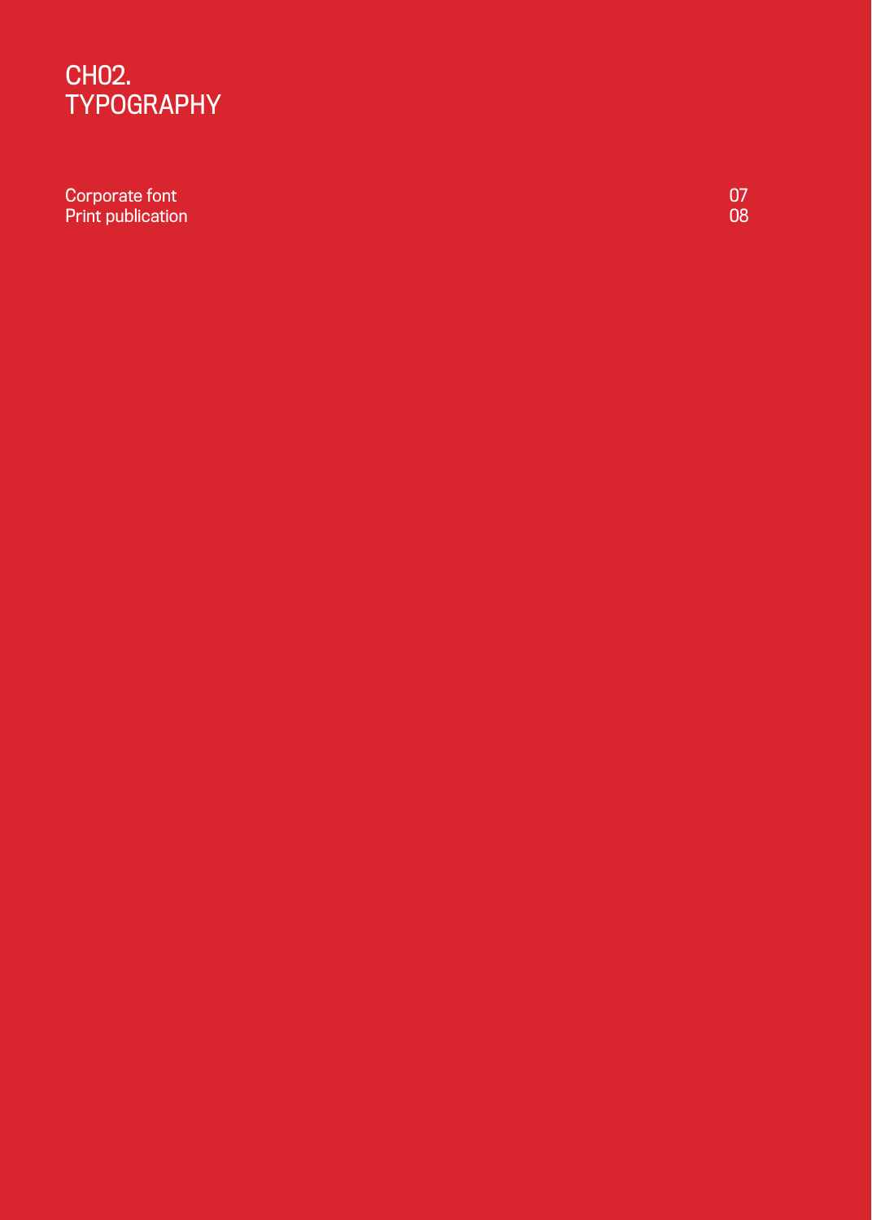# CH02. TYPOGRAPHY

| | |
|---|---|
| Corporate font | 07 |
| Print publication | 08 |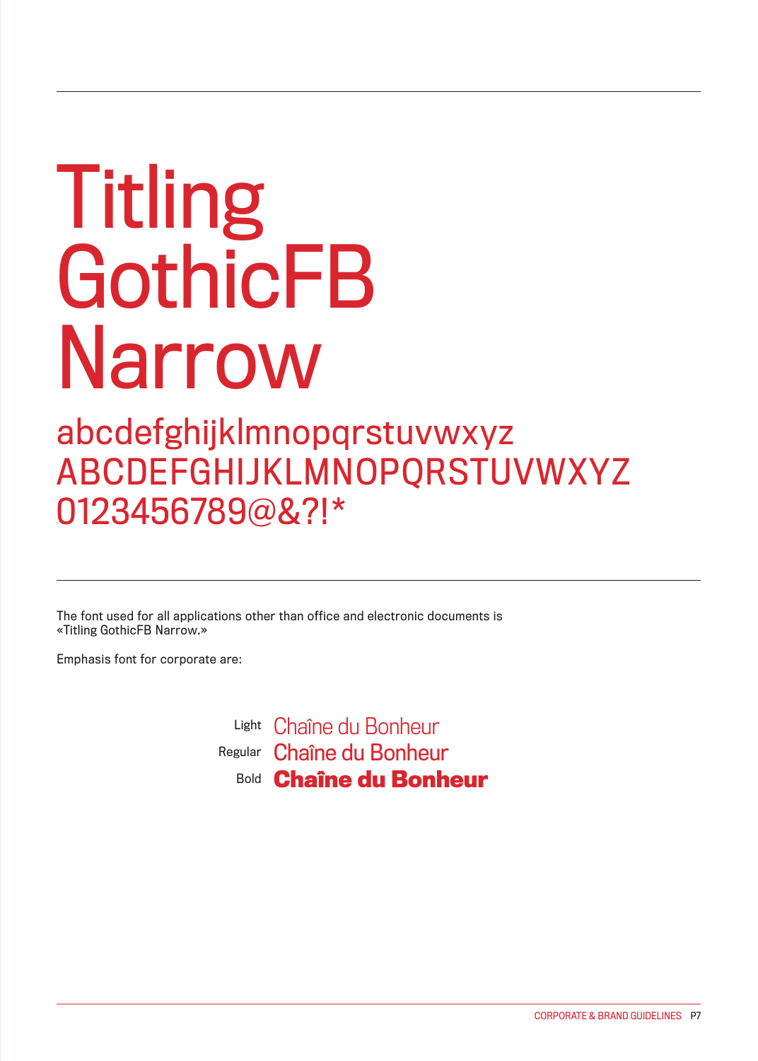# Titling GothicFB Narrow

abcdefghijklmnopqrstuvwxyz
ABCDEFGHIJKLMNOPQRSTUVWXYZ
0123456789@&?!*

The font used for all applications other than office and electronic documents is «Titling GothicFB Narrow.»

Emphasis font for corporate are:

Light Chaîne du Bonheur
Regular Chaîne du Bonheur
Bold **Chaîne du Bonheur**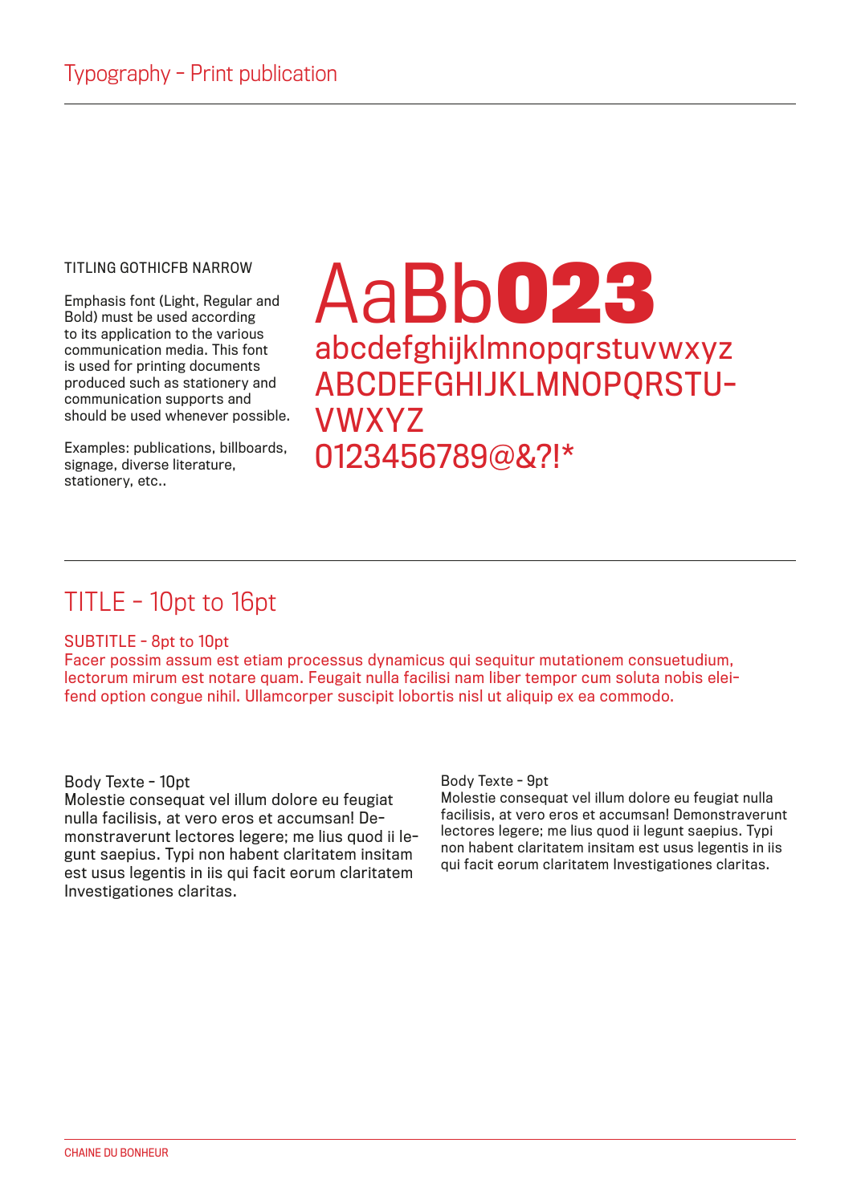# Typography - Print publication

TITLING GOTHICFB NARROW

Emphasis font (Light, Regular and Bold) must be used according to its application to the various communication media. This font is used for printing documents produced such as stationery and communication supports and should be used whenever possible.

Examples: publications, billboards, signage, diverse literature, stationery, etc..

AaBb**023**
abcdefghijklmnopqrstuvwxyz
ABCDEFGHIJKLMNOPQRSTU-VWXYZ
0123456789@&?!*

## TITLE - 10pt to 16pt

### SUBTITLE - 8pt to 10pt

Facer possim assum est etiam processus dynamicus qui sequitur mutationem consuetudium, lectorum mirum est notare quam. Feugait nulla facilisi nam liber tempor cum soluta nobis eleifend option congue nihil. Ullamcorper suscipit lobortis nisl ut aliquip ex ea commodo.

Body Texte - 10pt
Molestie consequat vel illum dolore eu feugiat nulla facilisis, at vero eros et accumsan! Demonstraverunt lectores legere; me lius quod ii legunt saepius. Typi non habent claritatem insitam est usus legentis in iis qui facit eorum claritatem Investigationes claritas.

Body Texte - 9pt
Molestie consequat vel illum dolore eu feugiat nulla facilisis, at vero eros et accumsan! Demonstraverunt lectores legere; me lius quod ii legunt saepius. Typi non habent claritatem insitam est usus legentis in iis qui facit eorum claritatem Investigationes claritas.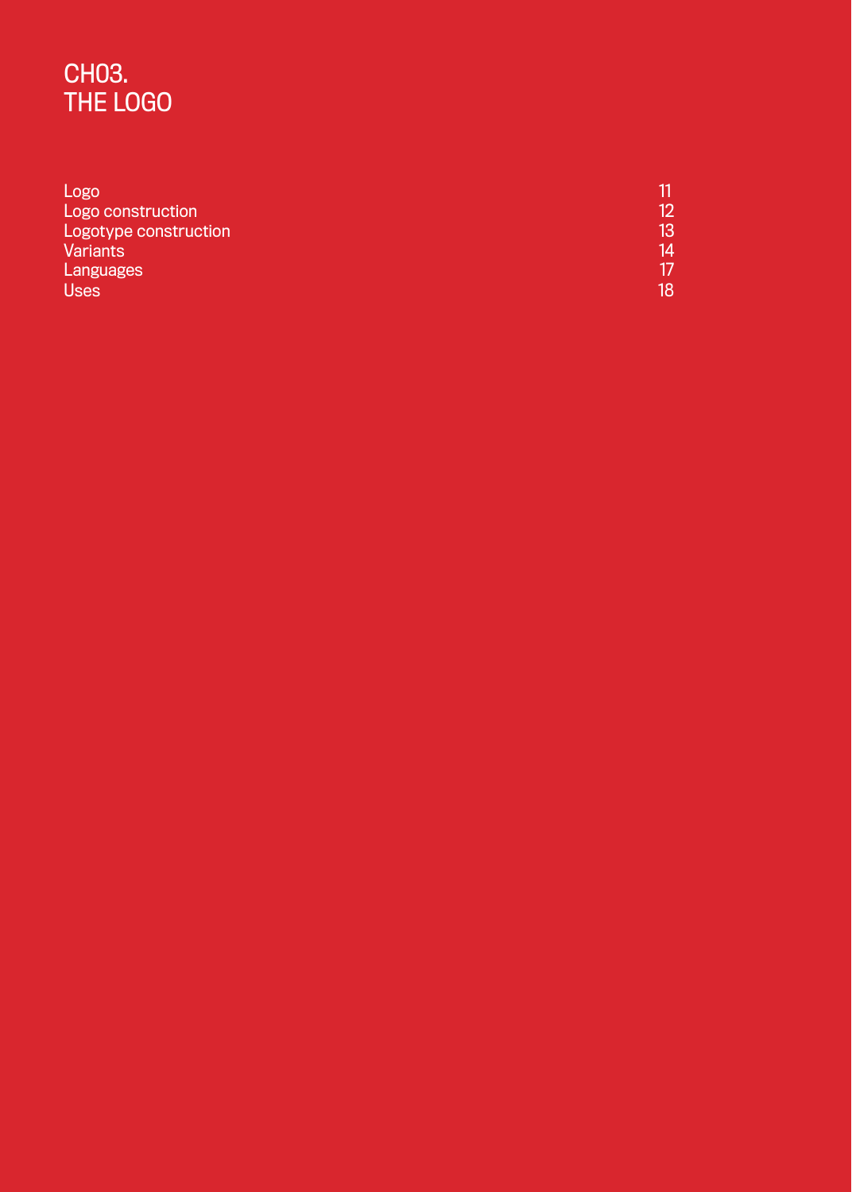# CH03.
# THE LOGO

| | |
|---|---|
| Logo | 11 |
| Logo construction | 12 |
| Logotype construction | 13 |
| Variants | 14 |
| Languages | 17 |
| Uses | 18 |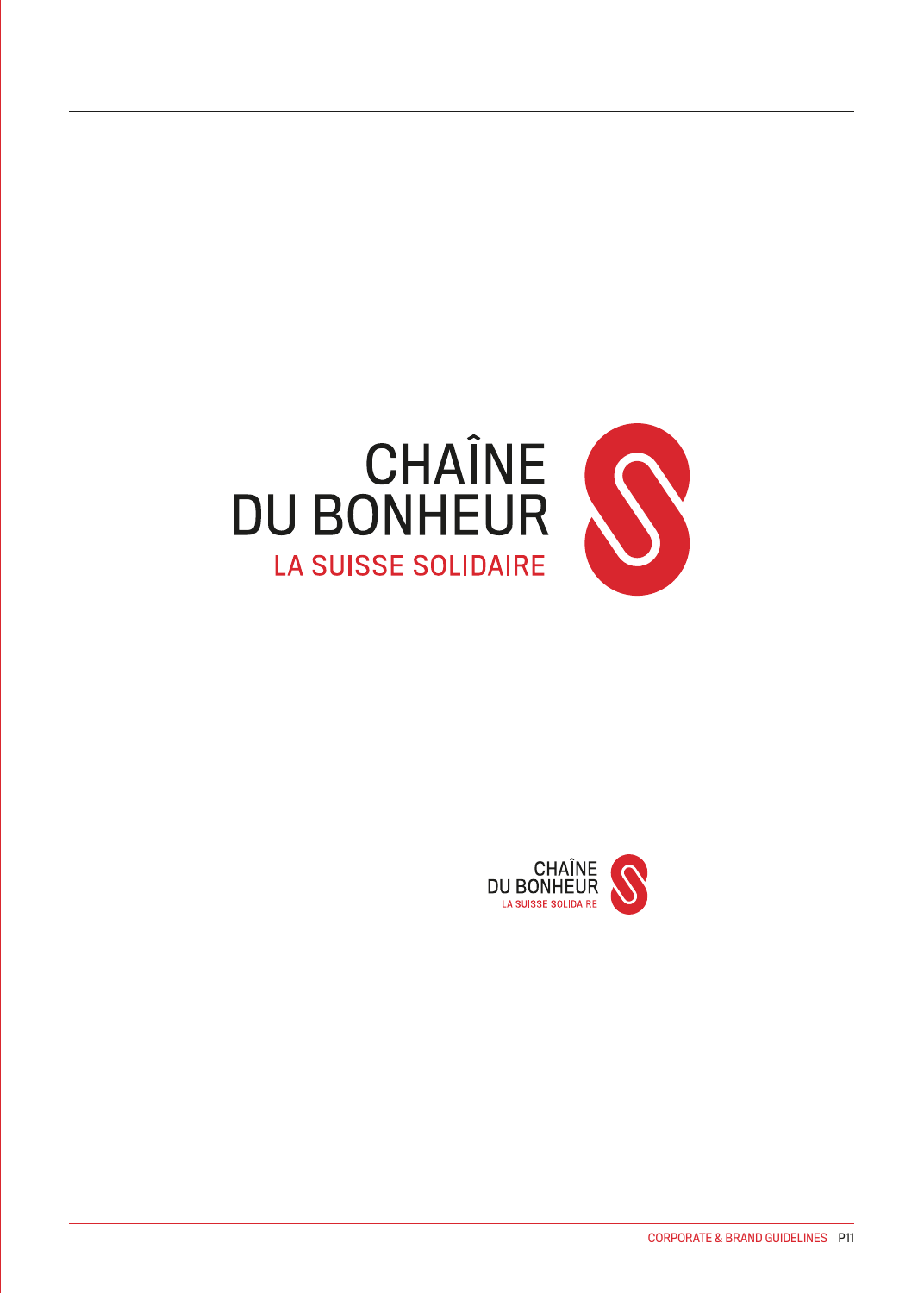CHAÎNE
DU BONHEUR
LA SUISSE SOLIDAIRE

CHAÎNE
DU BONHEUR
LA SUISSE SOLIDAIRE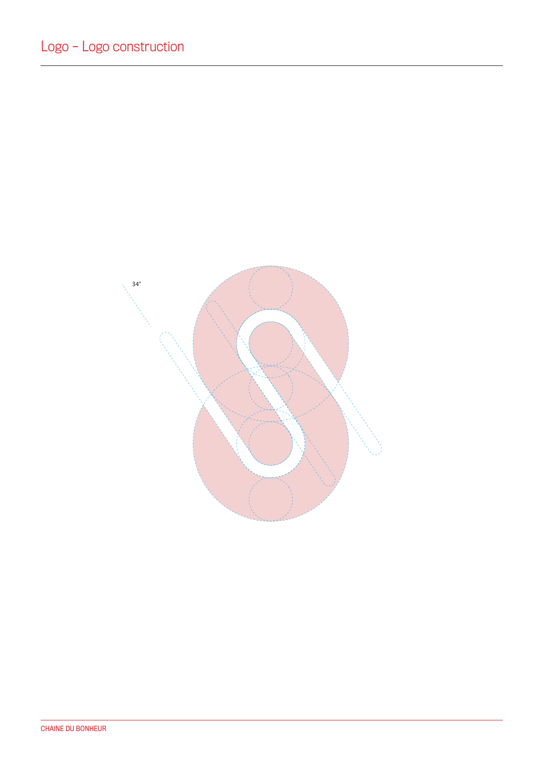# Logo – Logo construction

34°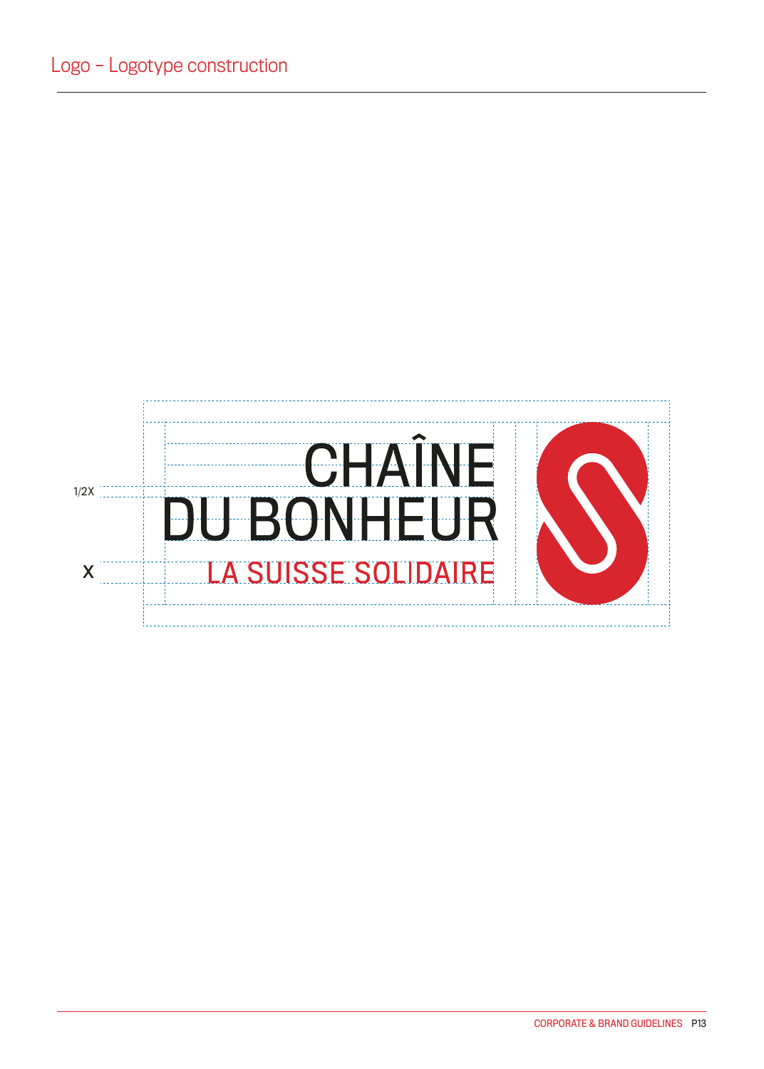# Logo – Logotype construction

1/2X

X

CHAÎNE
DU BONHEUR
LA SUISSE SOLIDAIRE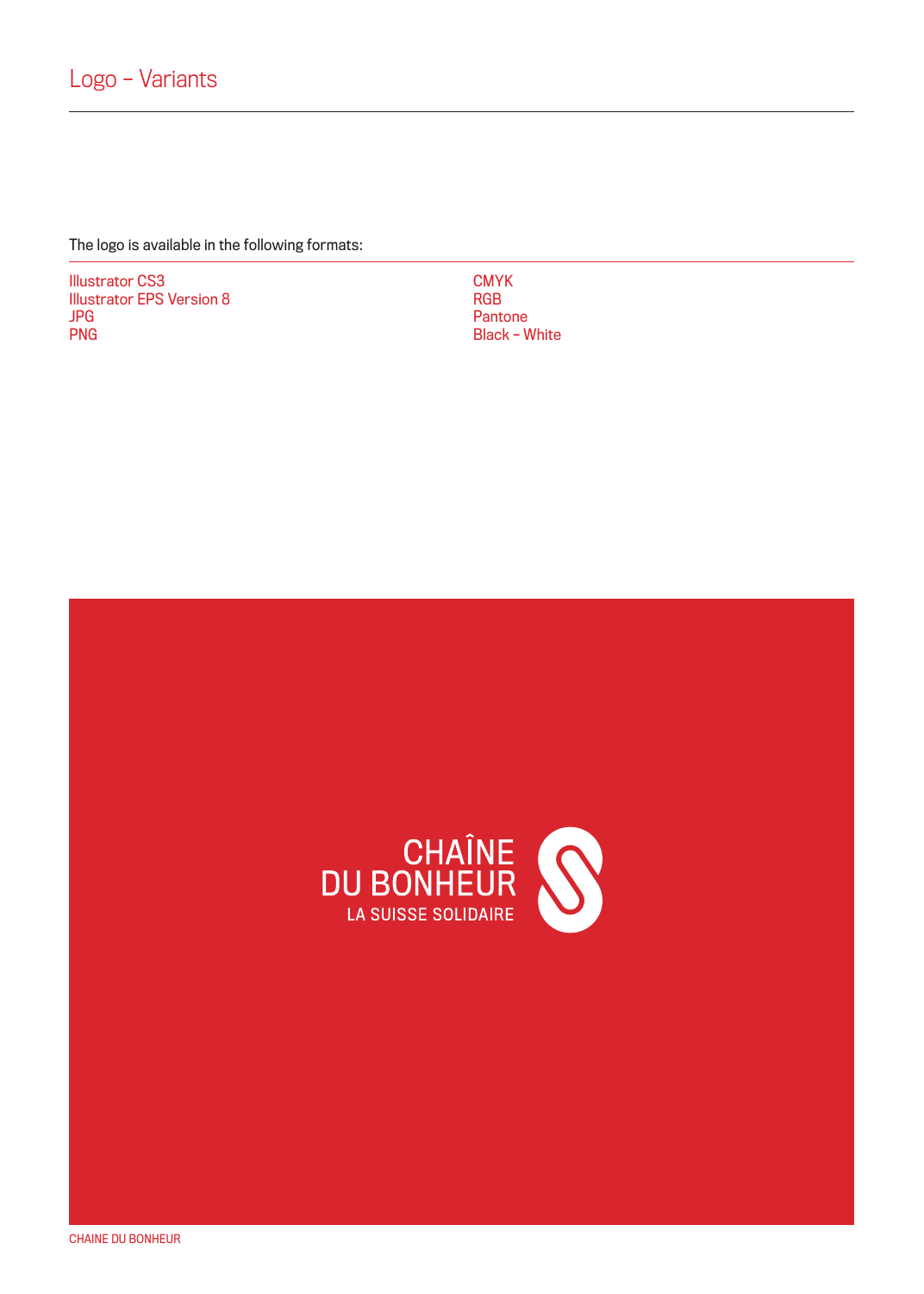# Logo – Variants

The logo is available in the following formats:

Illustrator CS3
Illustrator EPS Version 8
JPG
PNG

CMYK
RGB
Pantone
Black – White

CHAÎNE
DU BONHEUR
LA SUISSE SOLIDAIRE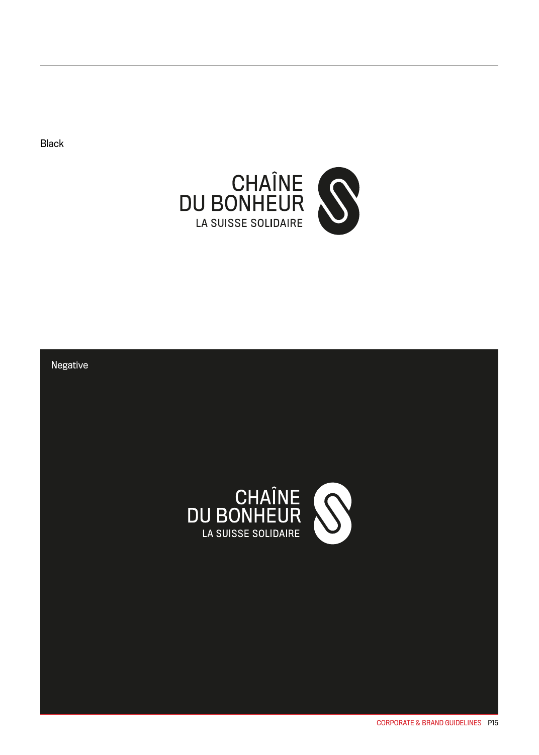Black

CHAÎNE
DU BONHEUR
LA SUISSE SOLIDAIRE

Negative

CHAÎNE
DU BONHEUR
LA SUISSE SOLIDAIRE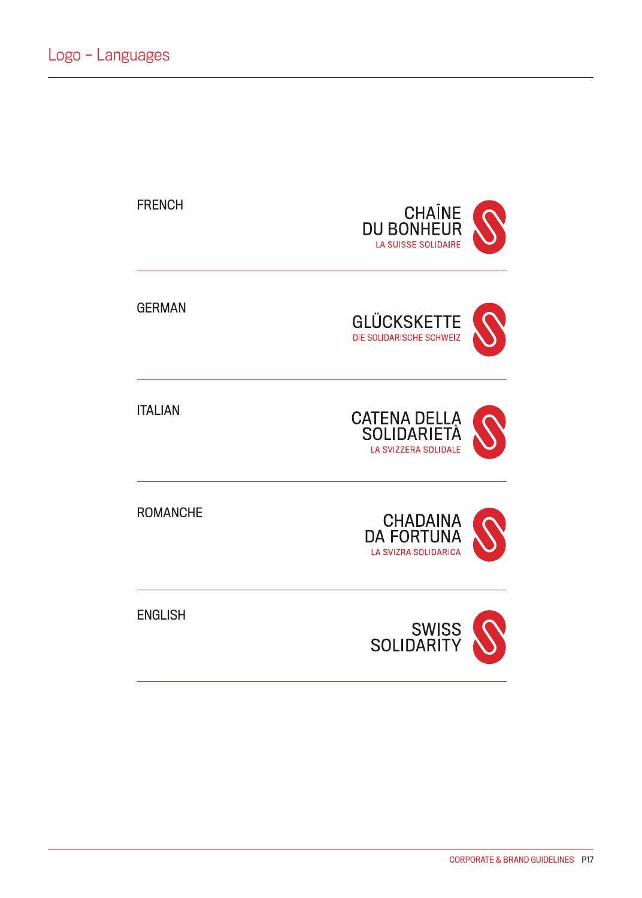# Logo – Languages

FRENCH

CHAÎNE
DU BONHEUR
LA SUISSE SOLIDAIRE

GERMAN

GLÜCKSKETTE
DIE SOLIDARISCHE SCHWEIZ

ITALIAN

CATENA DELLA
SOLIDARIETÀ
LA SVIZZERA SOLIDALE

ROMANCHE

CHADAINA
DA FORTUNA
LA SVIZRA SOLIDARICA

ENGLISH

SWISS
SOLIDARITY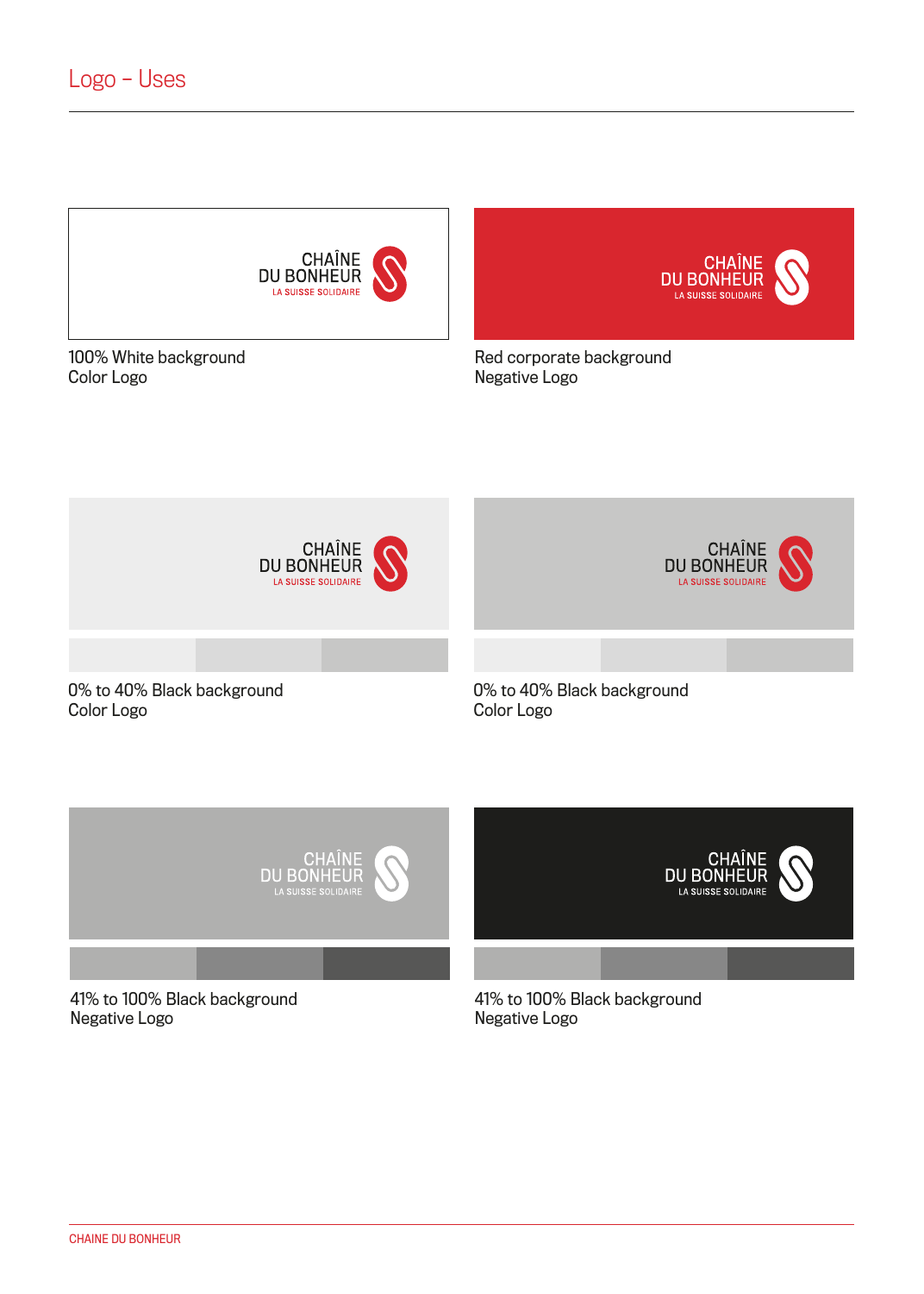# Logo – Uses

100% White background
Color Logo

Red corporate background
Negative Logo

0% to 40% Black background
Color Logo

0% to 40% Black background
Color Logo

41% to 100% Black background
Negative Logo

41% to 100% Black background
Negative Logo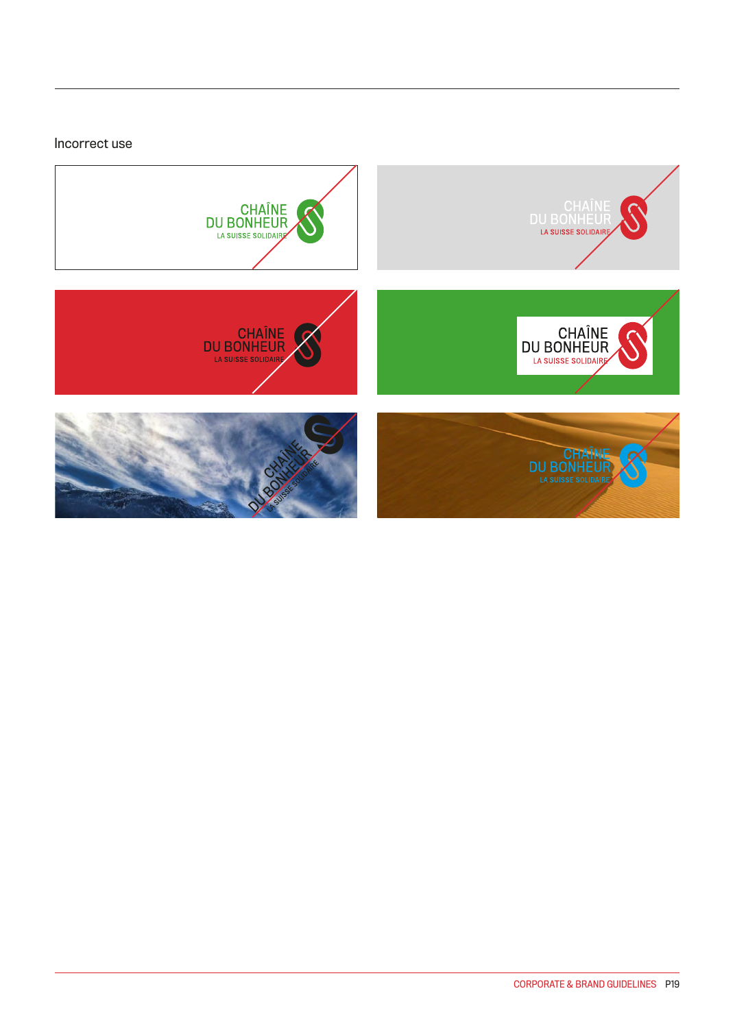Incorrect use

CHAÎNE
DU BONHEUR
LA SUISSE SOLIDAIRE

CHAÎNE
DU BONHEUR
LA SUISSE SOLIDAIRE

CHAÎNE
DU BONHEUR
LA SUISSE SOLIDAIRE

CHAÎNE
DU BONHEUR
LA SUISSE SOLIDAIRE

CHAÎNE
DU BONHEUR
LA SUISSE SOLIDAIRE

CHAÎNE
DU BONHEUR
LA SUISSE SOLIDAIRE